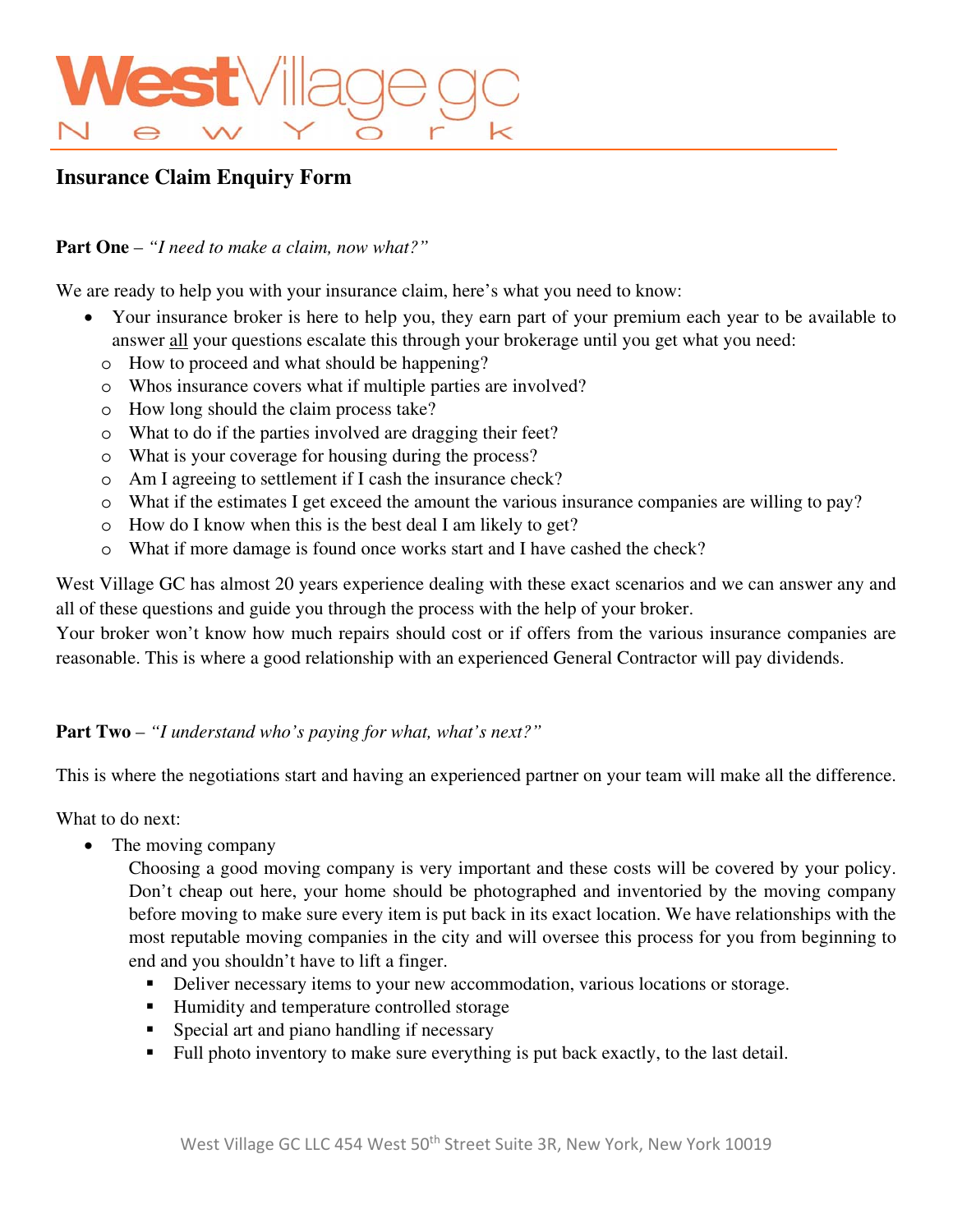# WestVillage gc New York

## Insurance Claim Enquiry Form

**Part One** – *"I need to make a claim, now what?"*

We are ready to help you with your insurance claim, here's what you need to know:

- Your insurance broker is here to help you, they earn part of your premium each year to be available to answer <u>all</u> your questions escalate this through your brokerage until you get what you need:
  - How to proceed and what should be happening?
  - Whos insurance covers what if multiple parties are involved?
  - How long should the claim process take?
  - What to do if the parties involved are dragging their feet?
  - What is your coverage for housing during the process?
  - Am I agreeing to settlement if I cash the insurance check?
  - What if the estimates I get exceed the amount the various insurance companies are willing to pay?
  - How do I know when this is the best deal I am likely to get?
  - What if more damage is found once works start and I have cashed the check?

West Village GC has almost 20 years experience dealing with these exact scenarios and we can answer any and all of these questions and guide you through the process with the help of your broker.
Your broker won't know how much repairs should cost or if offers from the various insurance companies are reasonable. This is where a good relationship with an experienced General Contractor will pay dividends.

**Part Two** – *"I understand who's paying for what, what's next?"*

This is where the negotiations start and having an experienced partner on your team will make all the difference.

What to do next:

- The moving company

  Choosing a good moving company is very important and these costs will be covered by your policy. Don't cheap out here, your home should be photographed and inventoried by the moving company before moving to make sure every item is put back in its exact location. We have relationships with the most reputable moving companies in the city and will oversee this process for you from beginning to end and you shouldn't have to lift a finger.
  - Deliver necessary items to your new accommodation, various locations or storage.
  - Humidity and temperature controlled storage
  - Special art and piano handling if necessary
  - Full photo inventory to make sure everything is put back exactly, to the last detail.

West Village GC LLC 454 West 50th Street Suite 3R, New York, New York 10019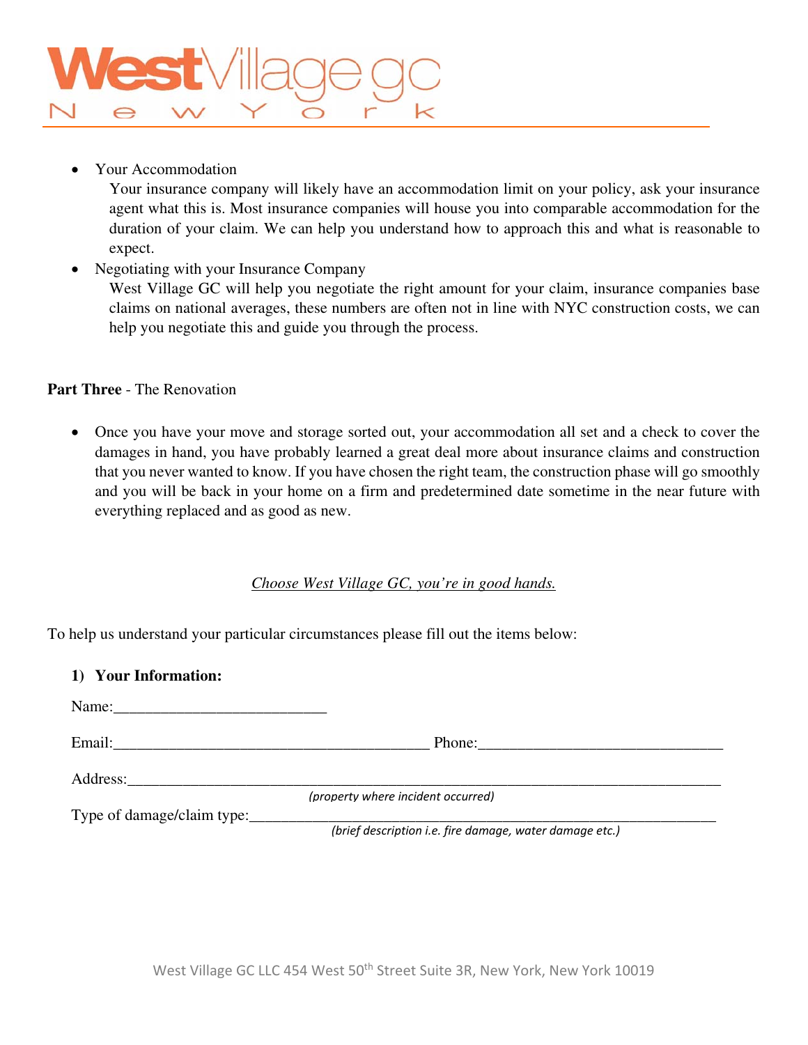- Your Accommodation
  Your insurance company will likely have an accommodation limit on your policy, ask your insurance agent what this is. Most insurance companies will house you into comparable accommodation for the duration of your claim. We can help you understand how to approach this and what is reasonable to expect.
- Negotiating with your Insurance Company
  West Village GC will help you negotiate the right amount for your claim, insurance companies base claims on national averages, these numbers are often not in line with NYC construction costs, we can help you negotiate this and guide you through the process.

**Part Three** - The Renovation

- Once you have your move and storage sorted out, your accommodation all set and a check to cover the damages in hand, you have probably learned a great deal more about insurance claims and construction that you never wanted to know. If you have chosen the right team, the construction phase will go smoothly and you will be back in your home on a firm and predetermined date sometime in the near future with everything replaced and as good as new.

*Choose West Village GC, you're in good hands.*

To help us understand your particular circumstances please fill out the items below:

1) **Your Information:**

Name:___________________________

Email:________________________________________ Phone:_______________________________

Address:__________________________________________________________________________
*(property where incident occurred)*

Type of damage/claim type:________________________________________________________
*(brief description i.e. fire damage, water damage etc.)*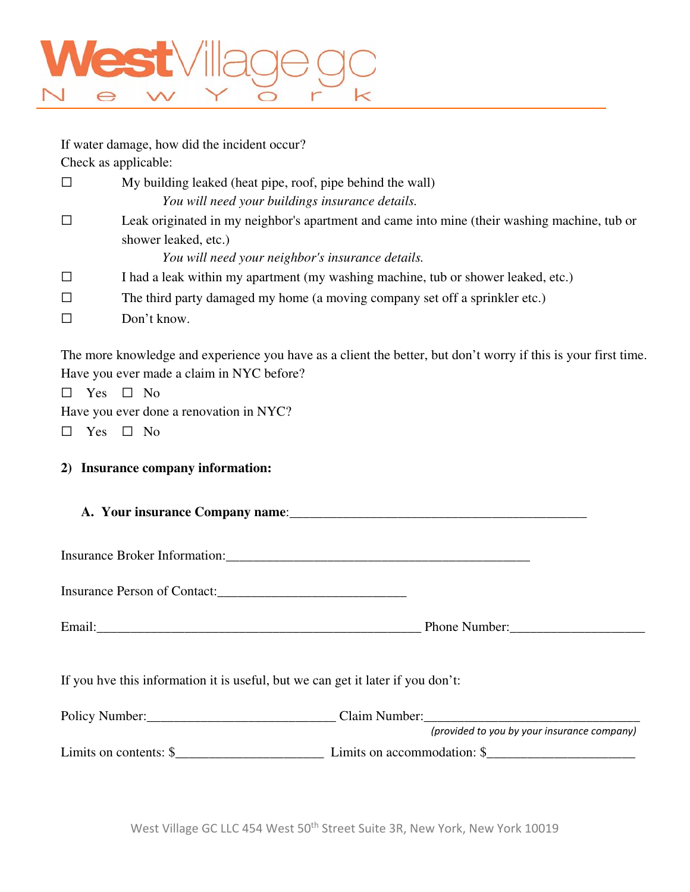If water damage, how did the incident occur?
Check as applicable:

☐ My building leaked (heat pipe, roof, pipe behind the wall)
*You will need your buildings insurance details.*

☐ Leak originated in my neighbor's apartment and came into mine (their washing machine, tub or shower leaked, etc.)
*You will need your neighbor's insurance details.*

☐ I had a leak within my apartment (my washing machine, tub or shower leaked, etc.)

☐ The third party damaged my home (a moving company set off a sprinkler etc.)

☐ Don't know.

The more knowledge and experience you have as a client the better, but don't worry if this is your first time.
Have you ever made a claim in NYC before?

☐ Yes ☐ No

Have you ever done a renovation in NYC?

☐ Yes ☐ No

**2) Insurance company information:**

**A. Your insurance Company name**:_____________________________________________

Insurance Broker Information:_____________________________________________

Insurance Person of Contact:____________________________

Email:_________________________________________________ Phone Number:____________________

If you hve this information it is useful, but we can get it later if you don't:

Policy Number:____________________________ Claim Number:_________________________________
*(provided to you by your insurance company)*

Limits on contents: $______________________ Limits on accommodation: $______________________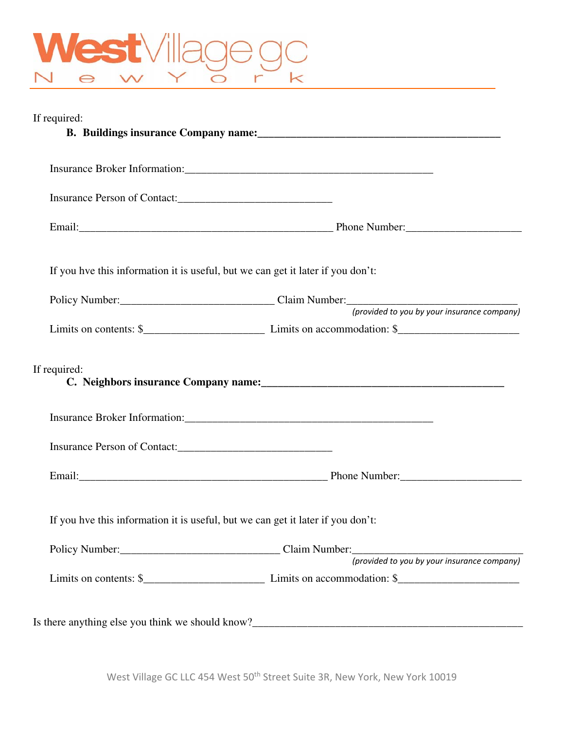If required:

**B. Buildings insurance Company name:___________________________________________**

Insurance Broker Information:_____________________________________________

Insurance Person of Contact:____________________________

Email:_______________________________________________ Phone Number:_____________________

If you hve this information it is useful, but we can get it later if you don't:

Policy Number:____________________________ Claim Number:_______________________________
*(provided to you by your insurance company)*

Limits on contents: $______________________ Limits on accommodation: $_____________________

If required:

**C. Neighbors insurance Company name:___________________________________________**

Insurance Broker Information:_____________________________________________

Insurance Person of Contact:____________________________

Email:______________________________________________ Phone Number:______________________

If you hve this information it is useful, but we can get it later if you don't:

Policy Number:_____________________________ Claim Number:_______________________________
*(provided to you by your insurance company)*

Limits on contents: $______________________ Limits on accommodation: $_____________________

Is there anything else you think we should know?________________________________________________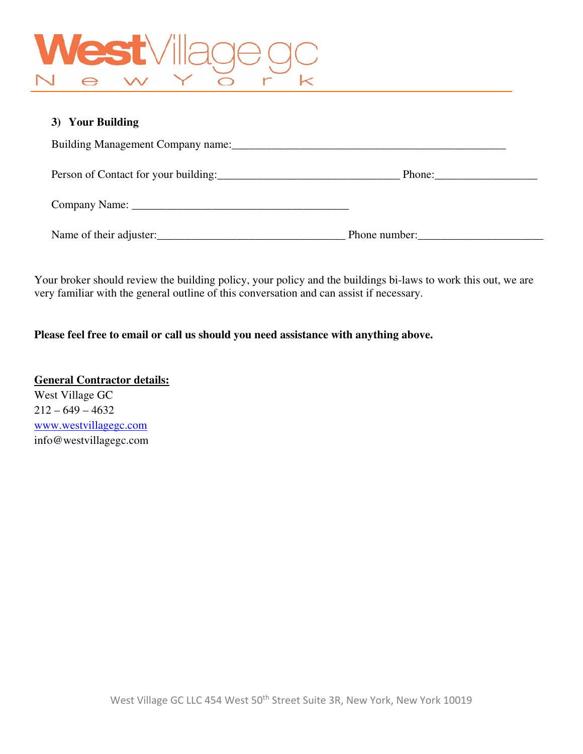### 3) Your Building

Building Management Company name:_________________________________________________

Person of Contact for your building:_______________________________ Phone:_________________

Company Name: ______________________________________

Name of their adjuster:________________________________ Phone number:______________________

Your broker should review the building policy, your policy and the buildings bi-laws to work this out, we are very familiar with the general outline of this conversation and can assist if necessary.

**Please feel free to email or call us should you need assistance with anything above.**

**General Contractor details:**

West Village GC
212 – 649 – 4632
www.westvillagegc.com
info@westvillagegc.com